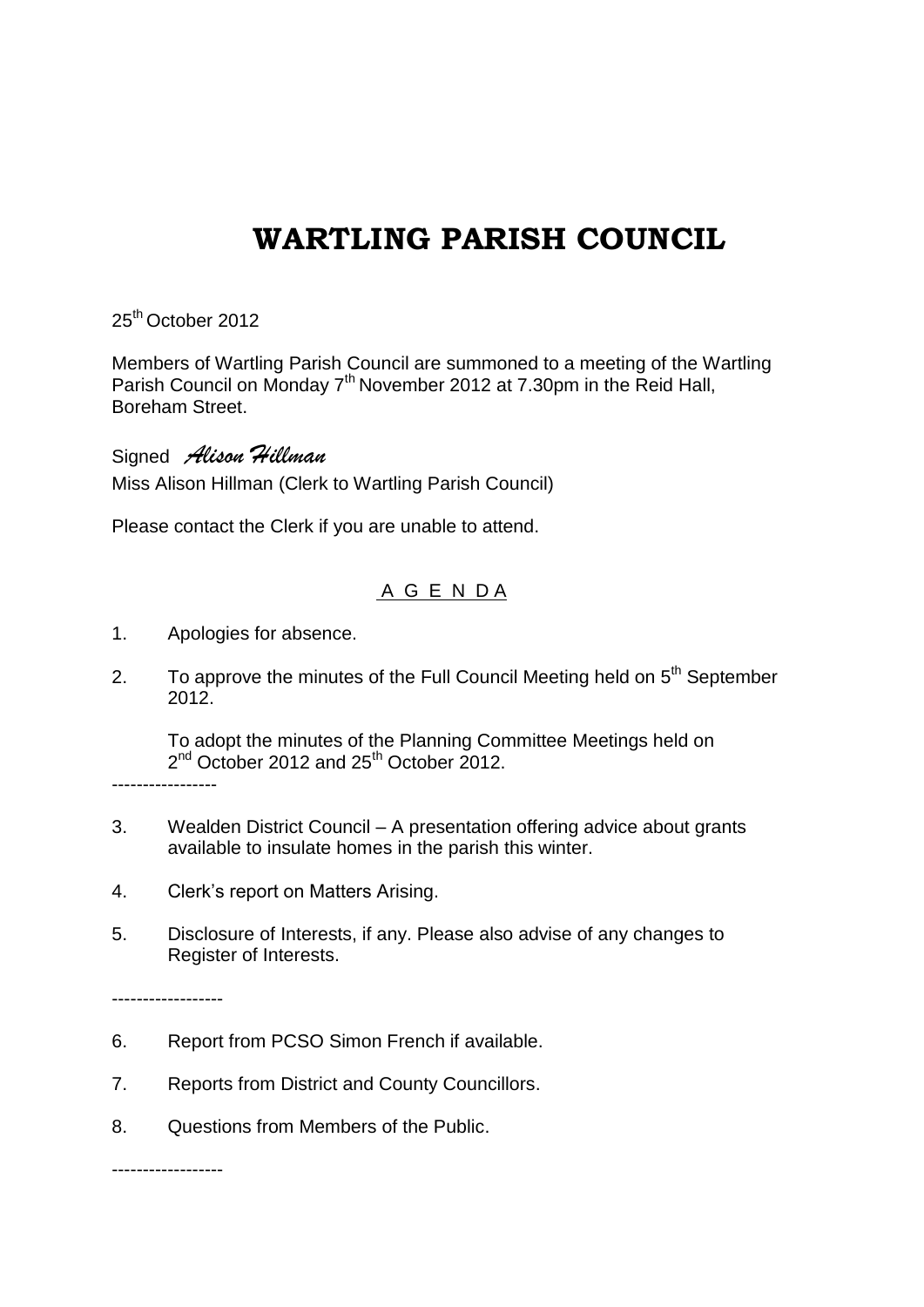# WARTLING PARISH COUNCIL

25th October 2012

Members of Wartling Parish Council are summoned to a meeting of the Wartling Parish Council on Monday 7th November 2012 at 7.30pm in the Reid Hall, Boreham Street.

Signed *Alison Hillman*

Miss Alison Hillman (Clerk to Wartling Parish Council)

Please contact the Clerk if you are unable to attend.

## A G E N D A

1. Apologies for absence.

2. To approve the minutes of the Full Council Meeting held on 5th September 2012.

   To adopt the minutes of the Planning Committee Meetings held on 2nd October 2012 and 25th October 2012.

-----------------

3. Wealden District Council – A presentation offering advice about grants available to insulate homes in the parish this winter.

4. Clerk's report on Matters Arising.

5. Disclosure of Interests, if any. Please also advise of any changes to Register of Interests.

------------------

6. Report from PCSO Simon French if available.

7. Reports from District and County Councillors.

8. Questions from Members of the Public.

------------------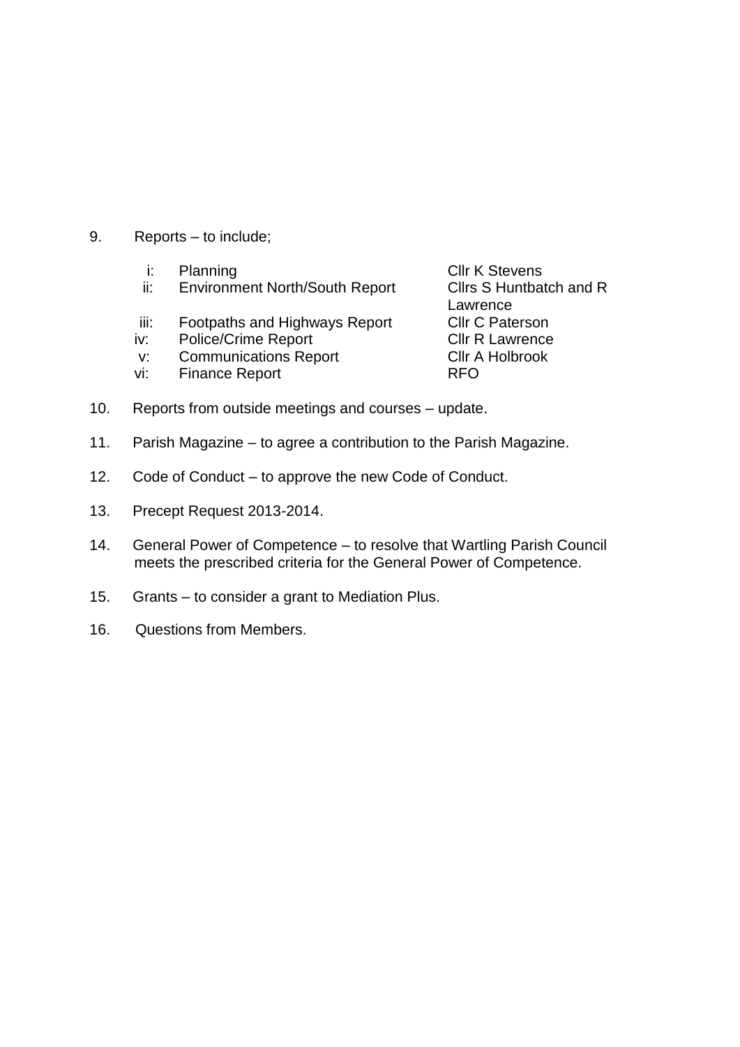9. Reports – to include;

| | | |
|---|---|---|
| i: | Planning | Cllr K Stevens |
| ii: | Environment North/South Report | Cllrs S Huntbatch and R Lawrence |
| iii: | Footpaths and Highways Report | Cllr C Paterson |
| iv: | Police/Crime Report | Cllr R Lawrence |
| v: | Communications Report | Cllr A Holbrook |
| vi: | Finance Report | RFO |

10. Reports from outside meetings and courses – update.

11. Parish Magazine – to agree a contribution to the Parish Magazine.

12. Code of Conduct – to approve the new Code of Conduct.

13. Precept Request 2013-2014.

14. General Power of Competence – to resolve that Wartling Parish Council meets the prescribed criteria for the General Power of Competence.

15. Grants – to consider a grant to Mediation Plus.

16. Questions from Members.